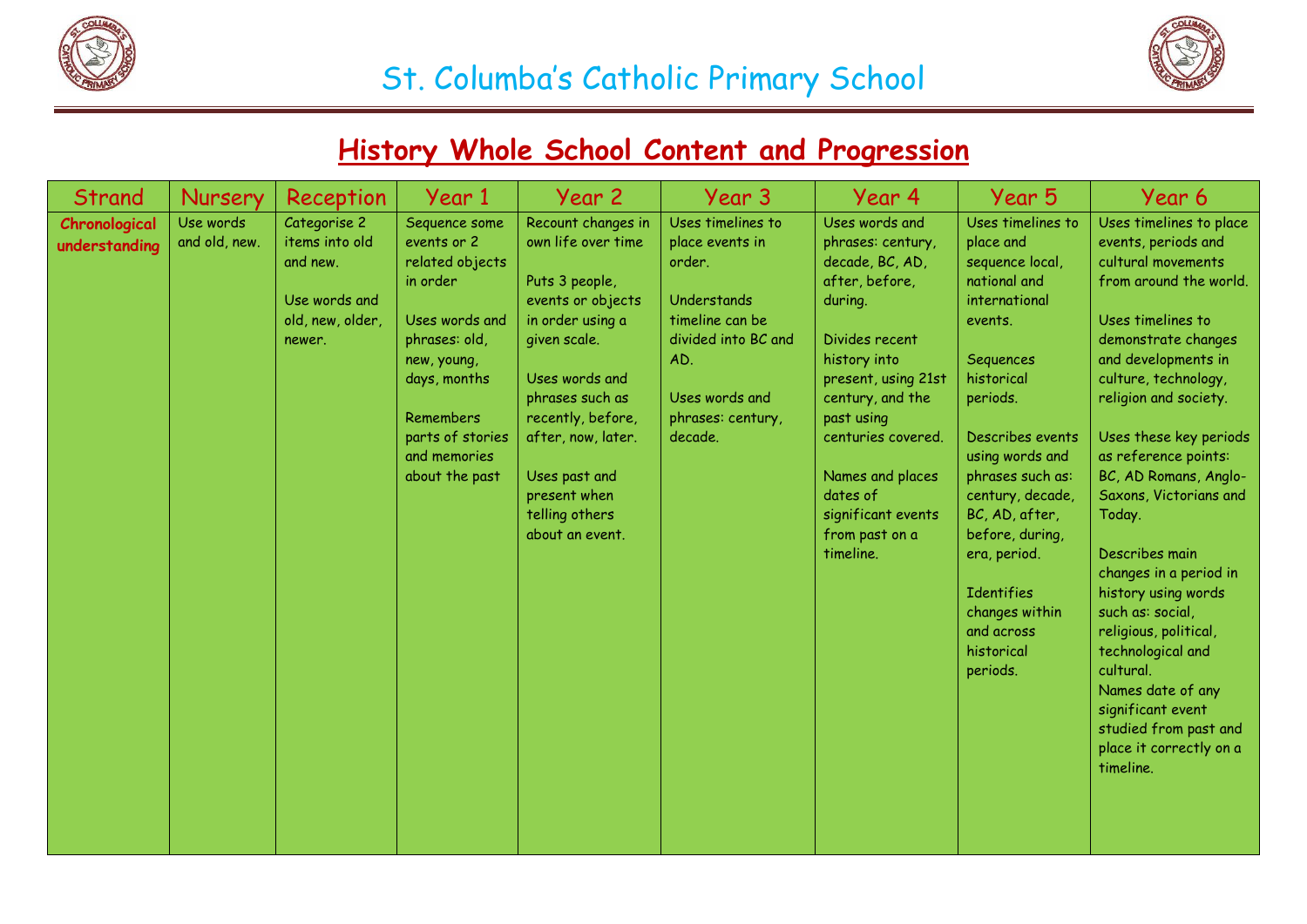# St. Columba's Catholic Primary School

## History Whole School Content and Progression

| Strand | Nursery | Reception | Year 1 | Year 2 | Year 3 | Year 4 | Year 5 | Year 6 |
|---|---|---|---|---|---|---|---|---|
| **Chronological understanding** | Use words and old, new. | Categorise 2 items into old and new.<br><br>Use words and old, new, older, newer. | Sequence some events or 2 related objects in order<br><br>Uses words and phrases: old, new, young, days, months<br><br>Remembers parts of stories and memories about the past | Recount changes in own life over time<br><br>Puts 3 people, events or objects in order using a given scale.<br><br>Uses words and phrases such as recently, before, after, now, later.<br><br>Uses past and present when telling others about an event. | Uses timelines to place events in order.<br><br>Understands timeline can be divided into BC and AD.<br><br>Uses words and phrases: century, decade. | Uses words and phrases: century, decade, BC, AD, after, before, during.<br><br>Divides recent history into present, using 21st century, and the past using centuries covered.<br><br>Names and places dates of significant events from past on a timeline. | Uses timelines to place and sequence local, national and international events.<br><br>Sequences historical periods.<br><br>Describes events using words and phrases such as: century, decade, BC, AD, after, before, during, era, period.<br><br>Identifies changes within and across historical periods. | Uses timelines to place events, periods and cultural movements from around the world.<br><br>Uses timelines to demonstrate changes and developments in culture, technology, religion and society.<br><br>Uses these key periods as reference points: BC, AD Romans, Anglo-Saxons, Victorians and Today.<br><br>Describes main changes in a period in history using words such as: social, religious, political, technological and cultural.<br>Names date of any significant event studied from past and place it correctly on a timeline. |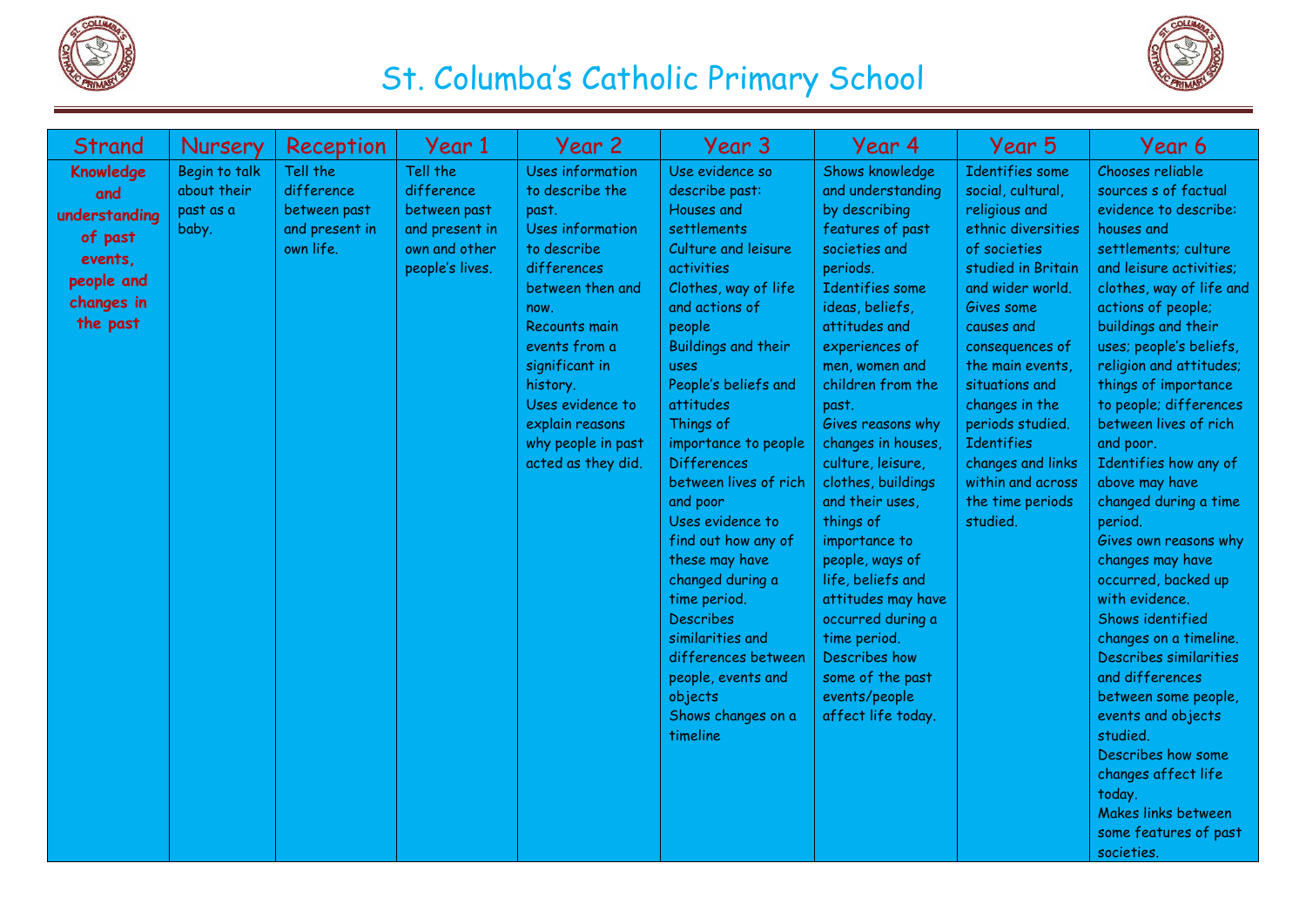# St. Columba's Catholic Primary School

| Strand | Nursery | Reception | Year 1 | Year 2 | Year 3 | Year 4 | Year 5 | Year 6 |
|---|---|---|---|---|---|---|---|---|
| **Knowledge and understanding of past events, people and changes in the past** | Begin to talk about their past as a baby. | Tell the difference between past and present in own life. | Tell the difference between past and present in own and other people's lives. | Uses information to describe the past.<br>Uses information to describe differences between then and now.<br>Recounts main events from a significant in history.<br>Uses evidence to explain reasons why people in past acted as they did. | Use evidence so describe past:<br>Houses and settlements<br>Culture and leisure activities<br>Clothes, way of life and actions of people<br>Buildings and their uses<br>People's beliefs and attitudes<br>Things of importance to people<br>Differences between lives of rich and poor<br>Uses evidence to find out how any of these may have changed during a time period.<br>Describes similarities and differences between people, events and objects<br>Shows changes on a timeline | Shows knowledge and understanding by describing features of past societies and periods.<br>Identifies some ideas, beliefs, attitudes and experiences of men, women and children from the past.<br>Gives reasons why changes in houses, culture, leisure, clothes, buildings and their uses, things of importance to people, ways of life, beliefs and attitudes may have occurred during a time period.<br>Describes how some of the past events/people affect life today. | Identifies some social, cultural, religious and ethnic diversities of societies studied in Britain and wider world.<br>Gives some causes and consequences of the main events, situations and changes in the periods studied.<br>Identifies changes and links within and across the time periods studied. | Chooses reliable sources s of factual evidence to describe: houses and settlements; culture and leisure activities; clothes, way of life and actions of people; buildings and their uses; people's beliefs, religion and attitudes; things of importance to people; differences between lives of rich and poor.<br>Identifies how any of above may have changed during a time period.<br>Gives own reasons why changes may have occurred, backed up with evidence.<br>Shows identified changes on a timeline.<br>Describes similarities and differences between some people, events and objects studied.<br>Describes how some changes affect life today.<br>Makes links between some features of past societies. |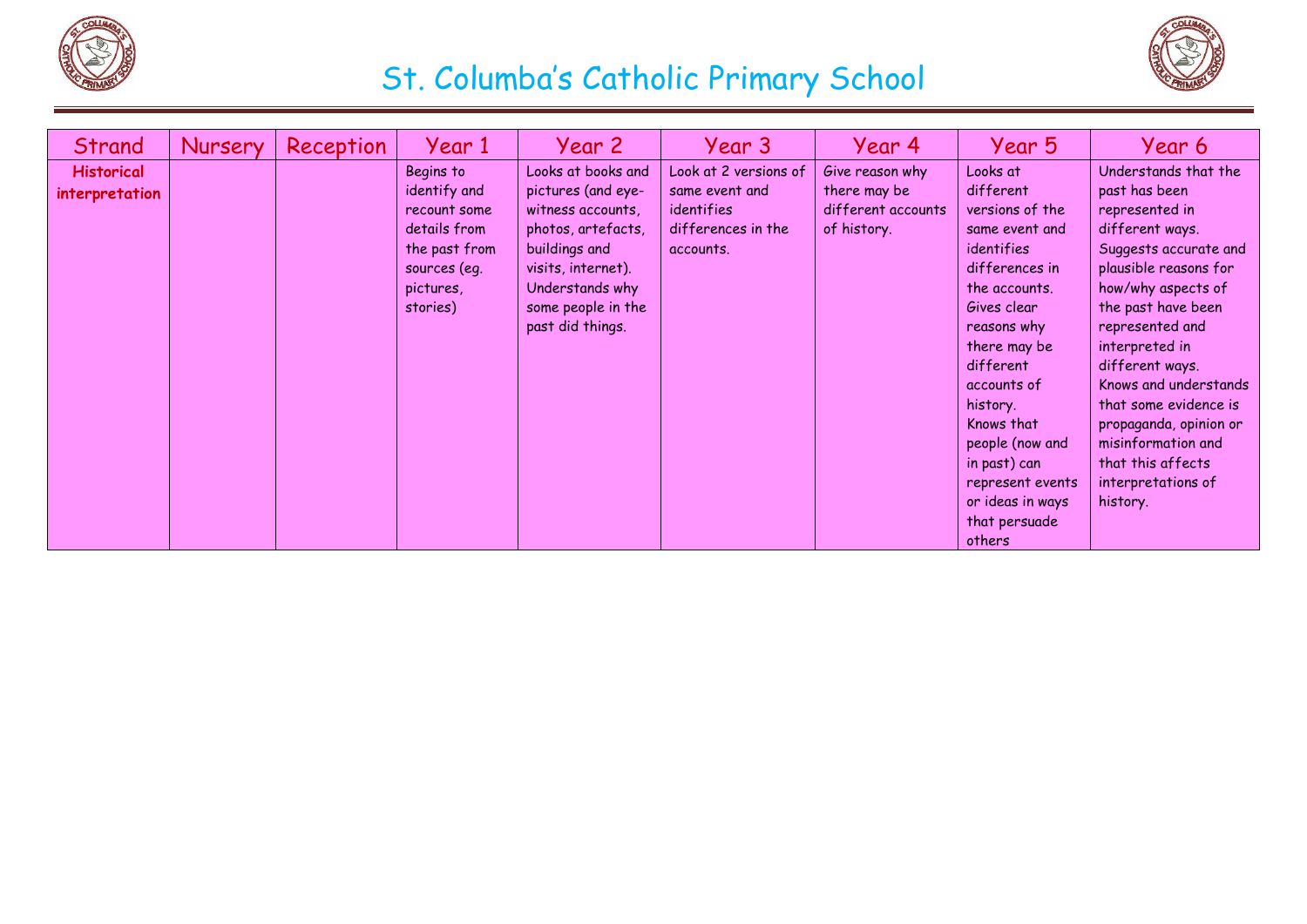# St. Columba's Catholic Primary School

| Strand | Nursery | Reception | Year 1 | Year 2 | Year 3 | Year 4 | Year 5 | Year 6 |
|---|---|---|---|---|---|---|---|---|
| **Historical interpretation** | | | Begins to identify and recount some details from the past from sources (eg. pictures, stories) | Looks at books and pictures (and eye-witness accounts, photos, artefacts, buildings and visits, internet). Understands why some people in the past did things. | Look at 2 versions of same event and identifies differences in the accounts. | Give reason why there may be different accounts of history. | Looks at different versions of the same event and identifies differences in the accounts. Gives clear reasons why there may be different accounts of history. Knows that people (now and in past) can represent events or ideas in ways that persuade others | Understands that the past has been represented in different ways. Suggests accurate and plausible reasons for how/why aspects of the past have been represented and interpreted in different ways. Knows and understands that some evidence is propaganda, opinion or misinformation and that this affects interpretations of history. |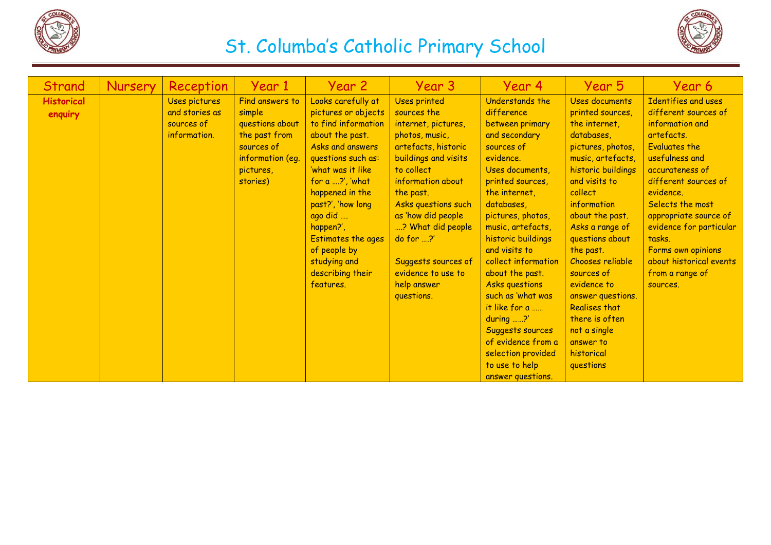# St. Columba's Catholic Primary School

| Strand | Nursery | Reception | Year 1 | Year 2 | Year 3 | Year 4 | Year 5 | Year 6 |
|---|---|---|---|---|---|---|---|---|
| **Historical enquiry** | | Uses pictures and stories as sources of information. | Find answers to simple questions about the past from sources of information (eg. pictures, stories) | Looks carefully at pictures or objects to find information about the past. Asks and answers questions such as: 'what was it like for a ….?', 'what happened in the past?', 'how long ago did …. happen?', Estimates the ages of people by studying and describing their features. | Uses printed sources the internet, pictures, photos, music, artefacts, historic buildings and visits to collect information about the past. Asks questions such as 'how did people ….? What did people do for ….?'<br><br>Suggests sources of evidence to use to help answer questions. | Understands the difference between primary and secondary sources of evidence. Uses documents, printed sources, the internet, databases, pictures, photos, music, artefacts, historic buildings and visits to collect information about the past. Asks questions such as 'what was it like for a …… during ……?' Suggests sources of evidence from a selection provided to use to help answer questions. | Uses documents printed sources, the internet, databases, pictures, photos, music, artefacts, historic buildings and visits to collect information about the past. Asks a range of questions about the past. Chooses reliable sources of evidence to answer questions. Realises that there is often not a single answer to historical questions | Identifies and uses different sources of information and artefacts. Evaluates the usefulness and accurateness of different sources of evidence. Selects the most appropriate source of evidence for particular tasks. Forms own opinions about historical events from a range of sources. |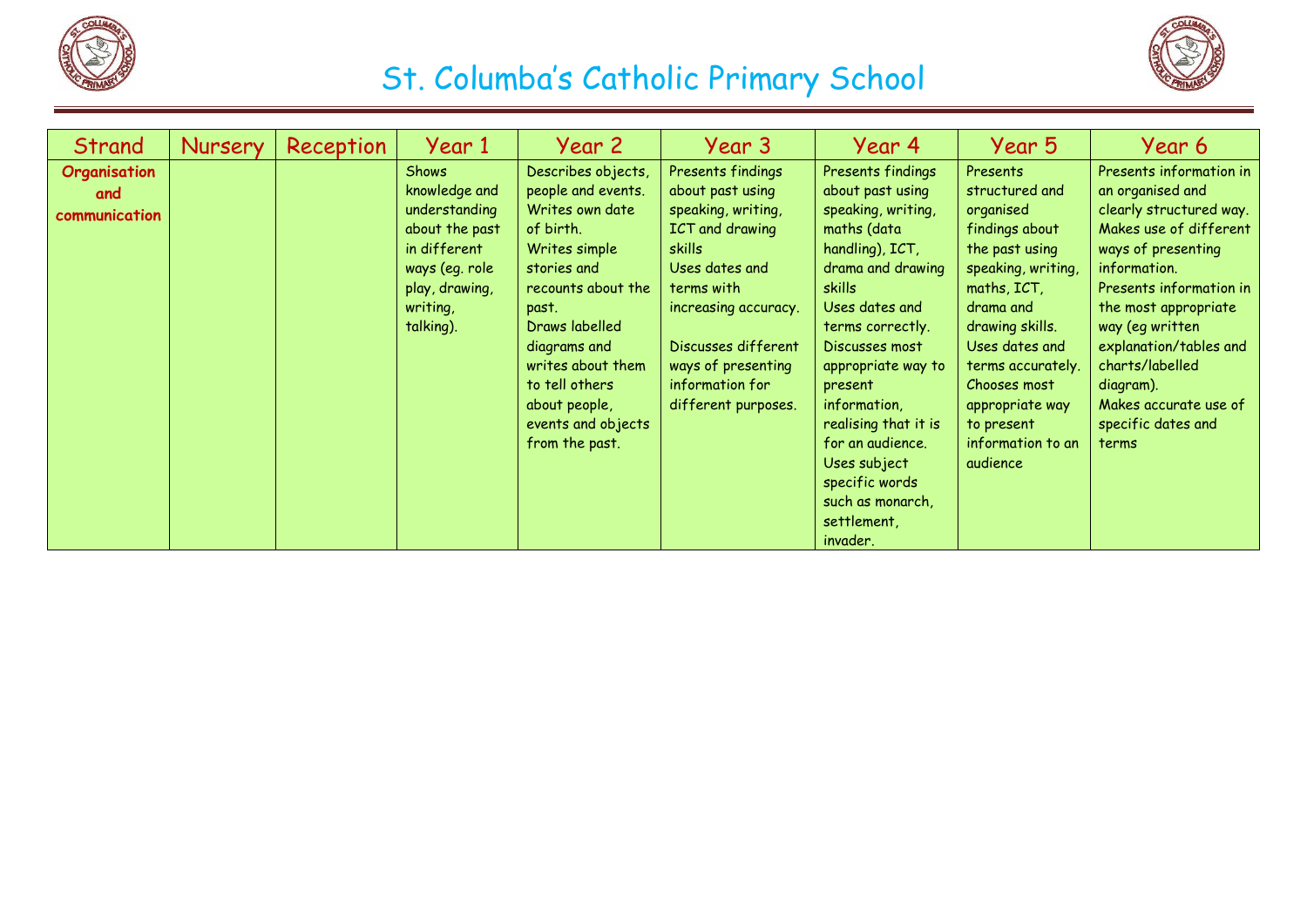# St. Columba's Catholic Primary School

| Strand | Nursery | Reception | Year 1 | Year 2 | Year 3 | Year 4 | Year 5 | Year 6 |
|---|---|---|---|---|---|---|---|---|
| **Organisation and communication** | | | Shows knowledge and understanding about the past in different ways (eg. role play, drawing, writing, talking). | Describes objects, people and events. Writes own date of birth. Writes simple stories and recounts about the past. Draws labelled diagrams and writes about them to tell others about people, events and objects from the past. | Presents findings about past using speaking, writing, ICT and drawing skills Uses dates and terms with increasing accuracy. Discusses different ways of presenting information for different purposes. | Presents findings about past using speaking, writing, maths (data handling), ICT, drama and drawing skills Uses dates and terms correctly. Discusses most appropriate way to present information, realising that it is for an audience. Uses subject specific words such as monarch, settlement, invader. | Presents structured and organised findings about the past using speaking, writing, maths, ICT, drama and drawing skills. Uses dates and terms accurately. Chooses most appropriate way to present information to an audience | Presents information in an organised and clearly structured way. Makes use of different ways of presenting information. Presents information in the most appropriate way (eg written explanation/tables and charts/labelled diagram). Makes accurate use of specific dates and terms |